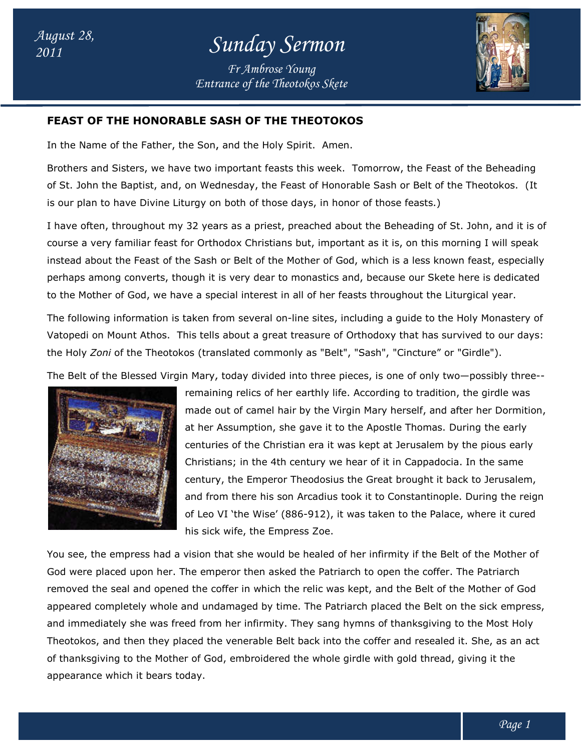August 28, 2011

# Sunday Sermon

*Fr Ambrose Young*
*Entrance of the Theotokos Skete*

## FEAST OF THE HONORABLE SASH OF THE THEOTOKOS

In the Name of the Father, the Son, and the Holy Spirit. Amen.

Brothers and Sisters, we have two important feasts this week. Tomorrow, the Feast of the Beheading of St. John the Baptist, and, on Wednesday, the Feast of Honorable Sash or Belt of the Theotokos. (It is our plan to have Divine Liturgy on both of those days, in honor of those feasts.)

I have often, throughout my 32 years as a priest, preached about the Beheading of St. John, and it is of course a very familiar feast for Orthodox Christians but, important as it is, on this morning I will speak instead about the Feast of the Sash or Belt of the Mother of God, which is a less known feast, especially perhaps among converts, though it is very dear to monastics and, because our Skete here is dedicated to the Mother of God, we have a special interest in all of her feasts throughout the Liturgical year.

The following information is taken from several on-line sites, including a guide to the Holy Monastery of Vatopedi on Mount Athos. This tells about a great treasure of Orthodoxy that has survived to our days: the Holy *Zoni* of the Theotokos (translated commonly as "Belt", "Sash", "Cincture" or "Girdle").

The Belt of the Blessed Virgin Mary, today divided into three pieces, is one of only two—possibly three--remaining relics of her earthly life. According to tradition, the girdle was made out of camel hair by the Virgin Mary herself, and after her Dormition, at her Assumption, she gave it to the Apostle Thomas. During the early centuries of the Christian era it was kept at Jerusalem by the pious early Christians; in the 4th century we hear of it in Cappadocia. In the same century, the Emperor Theodosius the Great brought it back to Jerusalem, and from there his son Arcadius took it to Constantinople. During the reign of Leo VI 'the Wise' (886-912), it was taken to the Palace, where it cured his sick wife, the Empress Zoe.

You see, the empress had a vision that she would be healed of her infirmity if the Belt of the Mother of God were placed upon her. The emperor then asked the Patriarch to open the coffer. The Patriarch removed the seal and opened the coffer in which the relic was kept, and the Belt of the Mother of God appeared completely whole and undamaged by time. The Patriarch placed the Belt on the sick empress, and immediately she was freed from her infirmity. They sang hymns of thanksgiving to the Most Holy Theotokos, and then they placed the venerable Belt back into the coffer and resealed it. She, as an act of thanksgiving to the Mother of God, embroidered the whole girdle with gold thread, giving it the appearance which it bears today.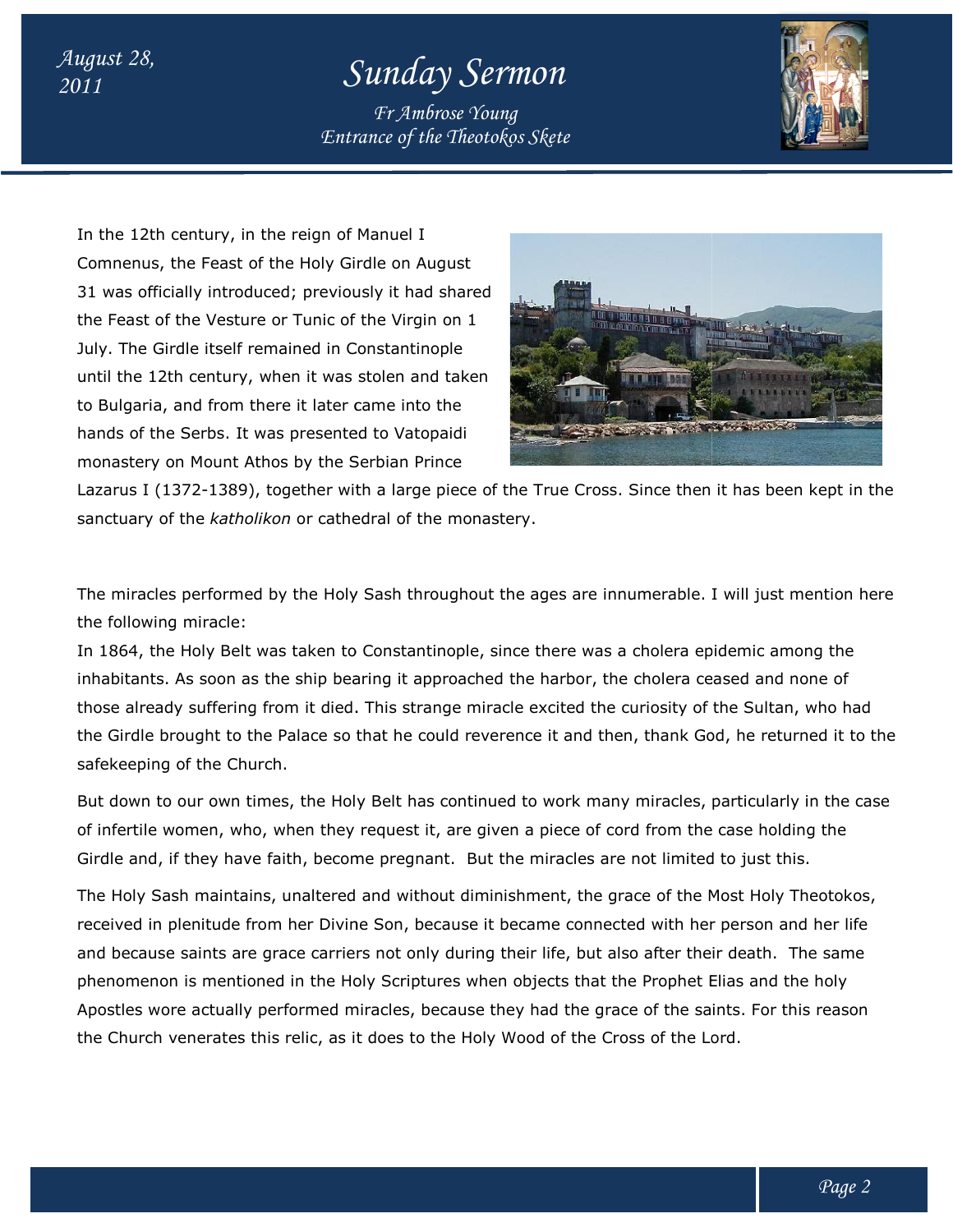In the 12th century, in the reign of Manuel I Comnenus, the Feast of the Holy Girdle on August 31 was officially introduced; previously it had shared the Feast of the Vesture or Tunic of the Virgin on 1 July. The Girdle itself remained in Constantinople until the 12th century, when it was stolen and taken to Bulgaria, and from there it later came into the hands of the Serbs. It was presented to Vatopaidi monastery on Mount Athos by the Serbian Prince Lazarus I (1372-1389), together with a large piece of the True Cross. Since then it has been kept in the sanctuary of the *katholikon* or cathedral of the monastery.

The miracles performed by the Holy Sash throughout the ages are innumerable. I will just mention here the following miracle:

In 1864, the Holy Belt was taken to Constantinople, since there was a cholera epidemic among the inhabitants. As soon as the ship bearing it approached the harbor, the cholera ceased and none of those already suffering from it died. This strange miracle excited the curiosity of the Sultan, who had the Girdle brought to the Palace so that he could reverence it and then, thank God, he returned it to the safekeeping of the Church.

But down to our own times, the Holy Belt has continued to work many miracles, particularly in the case of infertile women, who, when they request it, are given a piece of cord from the case holding the Girdle and, if they have faith, become pregnant. But the miracles are not limited to just this.

The Holy Sash maintains, unaltered and without diminishment, the grace of the Most Holy Theotokos, received in plenitude from her Divine Son, because it became connected with her person and her life and because saints are grace carriers not only during their life, but also after their death. The same phenomenon is mentioned in the Holy Scriptures when objects that the Prophet Elias and the holy Apostles wore actually performed miracles, because they had the grace of the saints. For this reason the Church venerates this relic, as it does to the Holy Wood of the Cross of the Lord.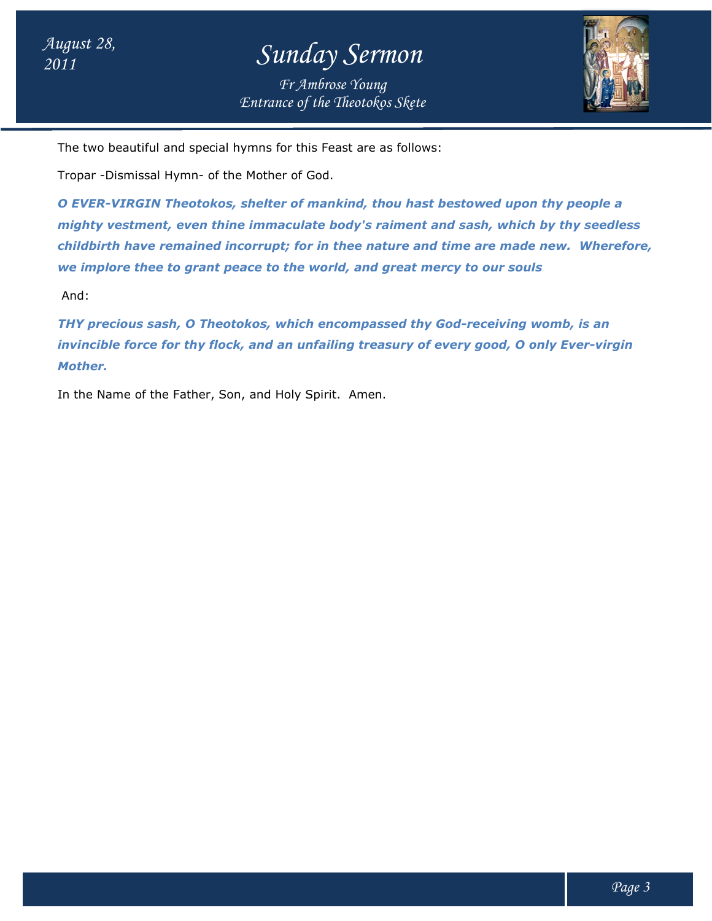The two beautiful and special hymns for this Feast are as follows:

Tropar -Dismissal Hymn- of the Mother of God.

***O EVER-VIRGIN Theotokos, shelter of mankind, thou hast bestowed upon thy people a mighty vestment, even thine immaculate body's raiment and sash, which by thy seedless childbirth have remained incorrupt; for in thee nature and time are made new. Wherefore, we implore thee to grant peace to the world, and great mercy to our souls***

And:

***THY precious sash, O Theotokos, which encompassed thy God-receiving womb, is an invincible force for thy flock, and an unfailing treasury of every good, O only Ever-virgin Mother.***

In the Name of the Father, Son, and Holy Spirit. Amen.